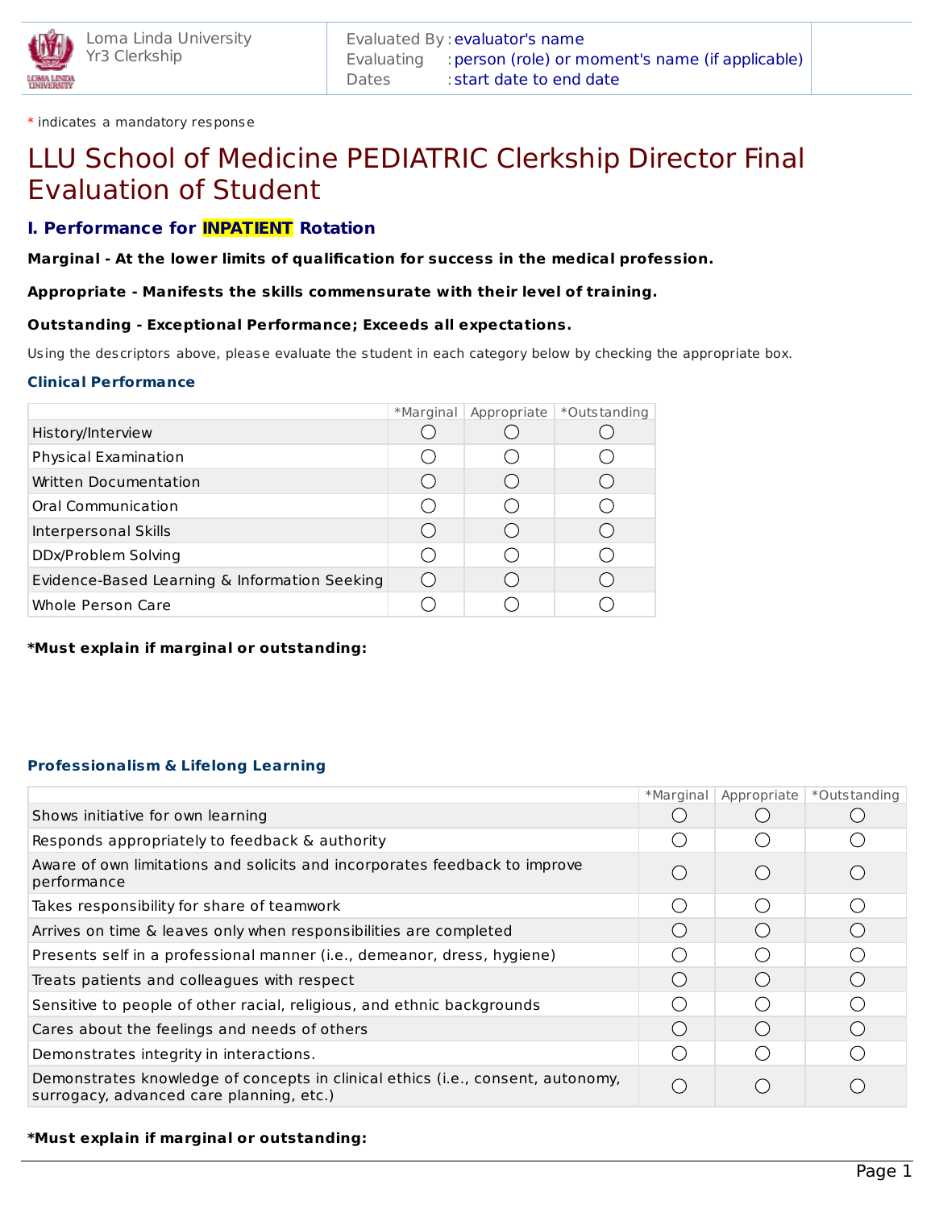Loma Linda University
Yr3 Clerkship

Evaluated By : evaluator's name
Evaluating : person (role) or moment's name (if applicable)
Dates : start date to end date

\* indicates a mandatory response

# LLU School of Medicine PEDIATRIC Clerkship Director Final Evaluation of Student

## I. Performance for INPATIENT Rotation

**Marginal - At the lower limits of qualification for success in the medical profession.**

**Appropriate - Manifests the skills commensurate with their level of training.**

**Outstanding - Exceptional Performance; Exceeds all expectations.**

Using the descriptors above, please evaluate the student in each category below by checking the appropriate box.

### Clinical Performance

| | *Marginal | Appropriate | *Outstanding |
|---|---|---|---|
| History/Interview | ○ | ○ | ○ |
| Physical Examination | ○ | ○ | ○ |
| Written Documentation | ○ | ○ | ○ |
| Oral Communication | ○ | ○ | ○ |
| Interpersonal Skills | ○ | ○ | ○ |
| DDx/Problem Solving | ○ | ○ | ○ |
| Evidence-Based Learning & Information Seeking | ○ | ○ | ○ |
| Whole Person Care | ○ | ○ | ○ |

**\*Must explain if marginal or outstanding:**

### Professionalism & Lifelong Learning

| | *Marginal | Appropriate | *Outstanding |
|---|---|---|---|
| Shows initiative for own learning | ○ | ○ | ○ |
| Responds appropriately to feedback & authority | ○ | ○ | ○ |
| Aware of own limitations and solicits and incorporates feedback to improve performance | ○ | ○ | ○ |
| Takes responsibility for share of teamwork | ○ | ○ | ○ |
| Arrives on time & leaves only when responsibilities are completed | ○ | ○ | ○ |
| Presents self in a professional manner (i.e., demeanor, dress, hygiene) | ○ | ○ | ○ |
| Treats patients and colleagues with respect | ○ | ○ | ○ |
| Sensitive to people of other racial, religious, and ethnic backgrounds | ○ | ○ | ○ |
| Cares about the feelings and needs of others | ○ | ○ | ○ |
| Demonstrates integrity in interactions. | ○ | ○ | ○ |
| Demonstrates knowledge of concepts in clinical ethics (i.e., consent, autonomy, surrogacy, advanced care planning, etc.) | ○ | ○ | ○ |

**\*Must explain if marginal or outstanding:**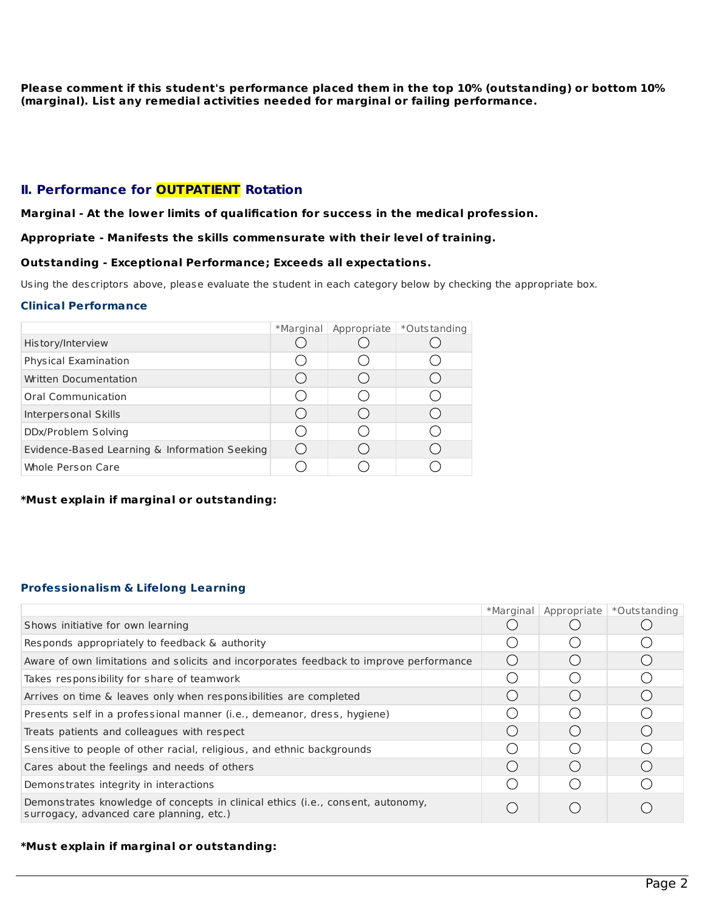**Please comment if this student's performance placed them in the top 10% (outstanding) or bottom 10% (marginal). List any remedial activities needed for marginal or failing performance.**

## II. Performance for OUTPATIENT Rotation

**Marginal - At the lower limits of qualification for success in the medical profession.**

**Appropriate - Manifests the skills commensurate with their level of training.**

**Outstanding - Exceptional Performance; Exceeds all expectations.**

Using the descriptors above, please evaluate the student in each category below by checking the appropriate box.

### Clinical Performance

| | *Marginal | Appropriate | *Outstanding |
|---|---|---|---|
| History/Interview | ◯ | ◯ | ◯ |
| Physical Examination | ◯ | ◯ | ◯ |
| Written Documentation | ◯ | ◯ | ◯ |
| Oral Communication | ◯ | ◯ | ◯ |
| Interpersonal Skills | ◯ | ◯ | ◯ |
| DDx/Problem Solving | ◯ | ◯ | ◯ |
| Evidence-Based Learning & Information Seeking | ◯ | ◯ | ◯ |
| Whole Person Care | ◯ | ◯ | ◯ |

**\*Must explain if marginal or outstanding:**

### Professionalism & Lifelong Learning

| | *Marginal | Appropriate | *Outstanding |
|---|---|---|---|
| Shows initiative for own learning | ◯ | ◯ | ◯ |
| Responds appropriately to feedback & authority | ◯ | ◯ | ◯ |
| Aware of own limitations and solicits and incorporates feedback to improve performance | ◯ | ◯ | ◯ |
| Takes responsibility for share of teamwork | ◯ | ◯ | ◯ |
| Arrives on time & leaves only when responsibilities are completed | ◯ | ◯ | ◯ |
| Presents self in a professional manner (i.e., demeanor, dress, hygiene) | ◯ | ◯ | ◯ |
| Treats patients and colleagues with respect | ◯ | ◯ | ◯ |
| Sensitive to people of other racial, religious, and ethnic backgrounds | ◯ | ◯ | ◯ |
| Cares about the feelings and needs of others | ◯ | ◯ | ◯ |
| Demonstrates integrity in interactions | ◯ | ◯ | ◯ |
| Demonstrates knowledge of concepts in clinical ethics (i.e., consent, autonomy, surrogacy, advanced care planning, etc.) | ◯ | ◯ | ◯ |

**\*Must explain if marginal or outstanding:**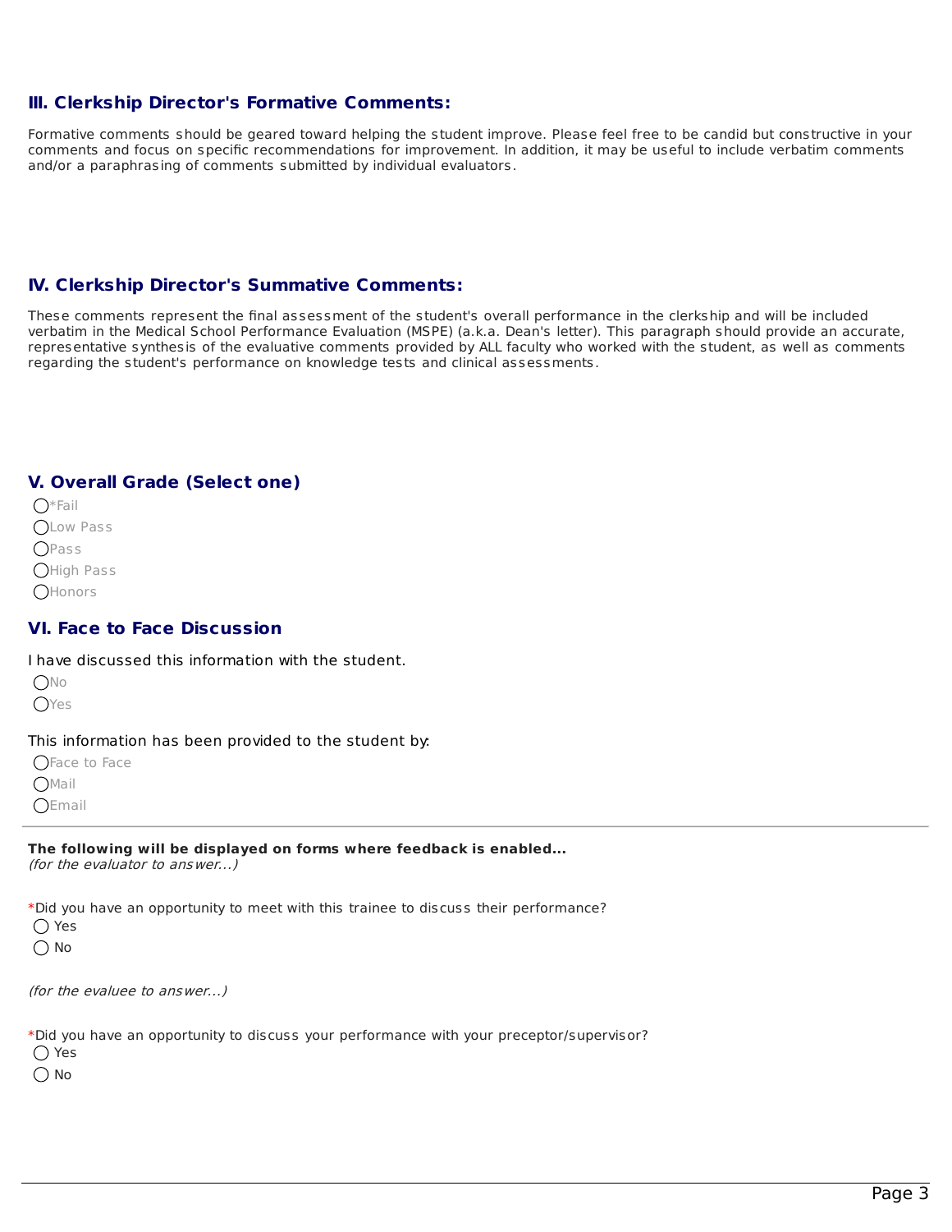### III. Clerkship Director's Formative Comments:

Formative comments should be geared toward helping the student improve. Please feel free to be candid but constructive in your comments and focus on specific recommendations for improvement. In addition, it may be useful to include verbatim comments and/or a paraphrasing of comments submitted by individual evaluators.

### IV. Clerkship Director's Summative Comments:

These comments represent the final assessment of the student's overall performance in the clerkship and will be included verbatim in the Medical School Performance Evaluation (MSPE) (a.k.a. Dean's letter). This paragraph should provide an accurate, representative synthesis of the evaluative comments provided by ALL faculty who worked with the student, as well as comments regarding the student's performance on knowledge tests and clinical assessments.

### V. Overall Grade (Select one)

- ◯ *Fail
- ◯ Low Pass
- ◯ Pass
- ◯ High Pass
- ◯ Honors

### VI. Face to Face Discussion

I have discussed this information with the student.

- ◯ No
- ◯ Yes

This information has been provided to the student by:

- ◯ Face to Face
- ◯ Mail
- ◯ Email

---

**The following will be displayed on forms where feedback is enabled...**
*(for the evaluator to answer...)*

*Did you have an opportunity to meet with this trainee to discuss their performance?

- ◯ Yes
- ◯ No

*(for the evaluee to answer...)*

*Did you have an opportunity to discuss your performance with your preceptor/supervisor?

- ◯ Yes
- ◯ No